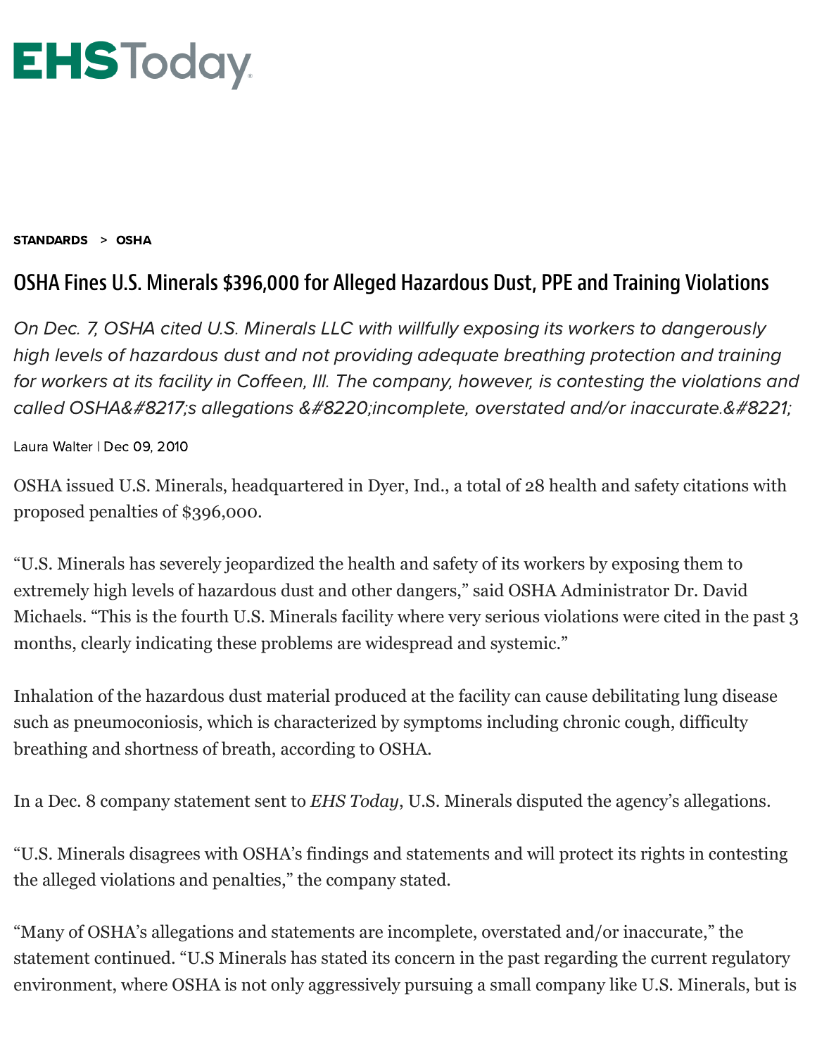# EHS Today

**STANDARDS > OSHA**

## OSHA Fines U.S. Minerals $396,000 for Alleged Hazardous Dust, PPE and Training Violations

*On Dec. 7, OSHA cited U.S. Minerals LLC with willfully exposing its workers to dangerously high levels of hazardous dust and not providing adequate breathing protection and training for workers at its facility in Coffeen, Ill. The company, however, is contesting the violations and called OSHA&#8217;s allegations &#8220;incomplete, overstated and/or inaccurate.&#8221;*

Laura Walter | Dec 09, 2010

OSHA issued U.S. Minerals, headquartered in Dyer, Ind., a total of 28 health and safety citations with proposed penalties of $396,000.

"U.S. Minerals has severely jeopardized the health and safety of its workers by exposing them to extremely high levels of hazardous dust and other dangers," said OSHA Administrator Dr. David Michaels. "This is the fourth U.S. Minerals facility where very serious violations were cited in the past 3 months, clearly indicating these problems are widespread and systemic."

Inhalation of the hazardous dust material produced at the facility can cause debilitating lung disease such as pneumoconiosis, which is characterized by symptoms including chronic cough, difficulty breathing and shortness of breath, according to OSHA.

In a Dec. 8 company statement sent to *EHS Today*, U.S. Minerals disputed the agency's allegations.

"U.S. Minerals disagrees with OSHA's findings and statements and will protect its rights in contesting the alleged violations and penalties," the company stated.

"Many of OSHA's allegations and statements are incomplete, overstated and/or inaccurate," the statement continued. "U.S Minerals has stated its concern in the past regarding the current regulatory environment, where OSHA is not only aggressively pursuing a small company like U.S. Minerals, but is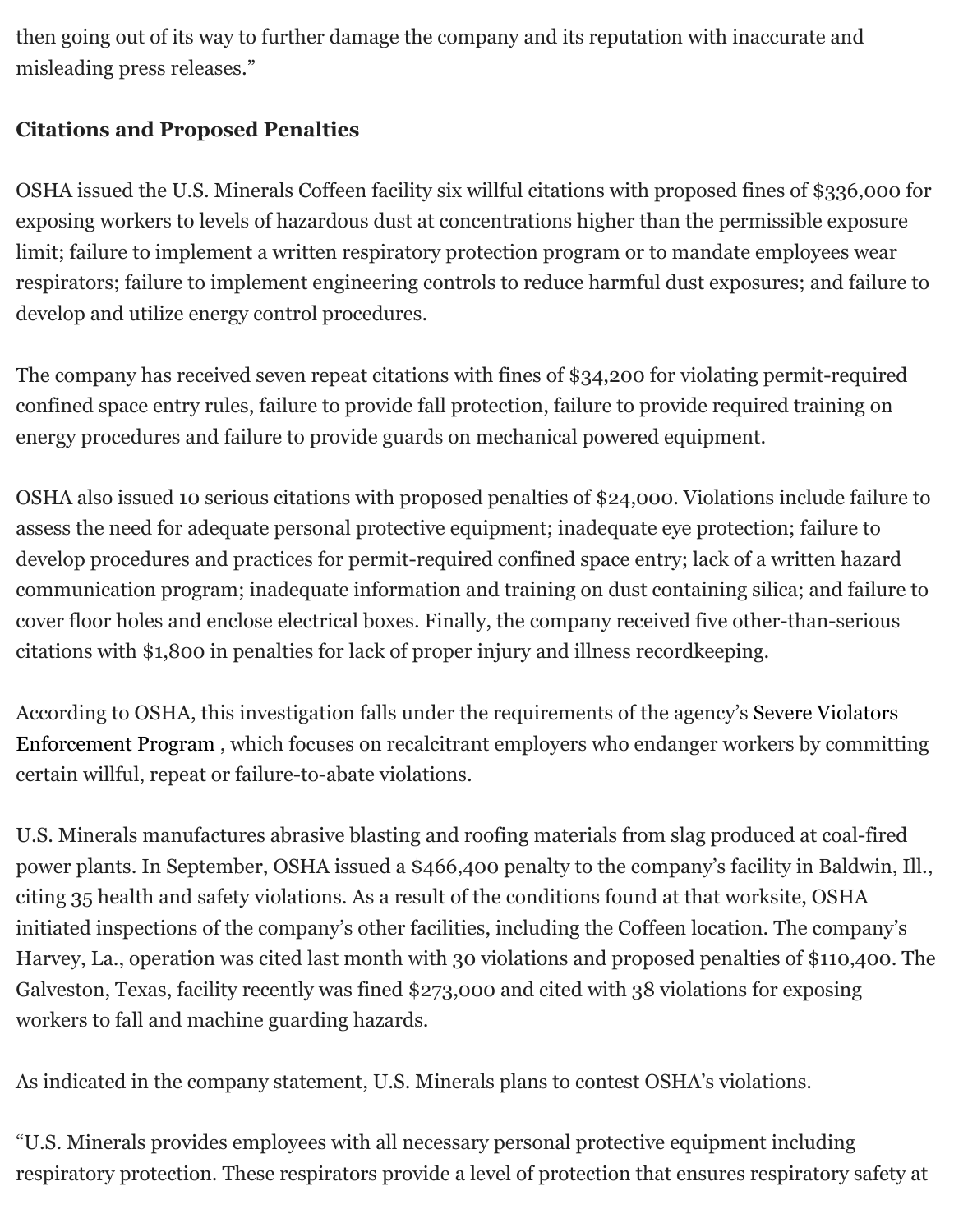then going out of its way to further damage the company and its reputation with inaccurate and misleading press releases."

**Citations and Proposed Penalties**

OSHA issued the U.S. Minerals Coffeen facility six willful citations with proposed fines of $336,000 for exposing workers to levels of hazardous dust at concentrations higher than the permissible exposure limit; failure to implement a written respiratory protection program or to mandate employees wear respirators; failure to implement engineering controls to reduce harmful dust exposures; and failure to develop and utilize energy control procedures.

The company has received seven repeat citations with fines of $34,200 for violating permit-required confined space entry rules, failure to provide fall protection, failure to provide required training on energy procedures and failure to provide guards on mechanical powered equipment.

OSHA also issued 10 serious citations with proposed penalties of $24,000. Violations include failure to assess the need for adequate personal protective equipment; inadequate eye protection; failure to develop procedures and practices for permit-required confined space entry; lack of a written hazard communication program; inadequate information and training on dust containing silica; and failure to cover floor holes and enclose electrical boxes. Finally, the company received five other-than-serious citations with $1,800 in penalties for lack of proper injury and illness recordkeeping.

According to OSHA, this investigation falls under the requirements of the agency's Severe Violators Enforcement Program , which focuses on recalcitrant employers who endanger workers by committing certain willful, repeat or failure-to-abate violations.

U.S. Minerals manufactures abrasive blasting and roofing materials from slag produced at coal-fired power plants. In September, OSHA issued a $466,400 penalty to the company's facility in Baldwin, Ill., citing 35 health and safety violations. As a result of the conditions found at that worksite, OSHA initiated inspections of the company's other facilities, including the Coffeen location. The company's Harvey, La., operation was cited last month with 30 violations and proposed penalties of $110,400. The Galveston, Texas, facility recently was fined $273,000 and cited with 38 violations for exposing workers to fall and machine guarding hazards.

As indicated in the company statement, U.S. Minerals plans to contest OSHA's violations.

"U.S. Minerals provides employees with all necessary personal protective equipment including respiratory protection. These respirators provide a level of protection that ensures respiratory safety at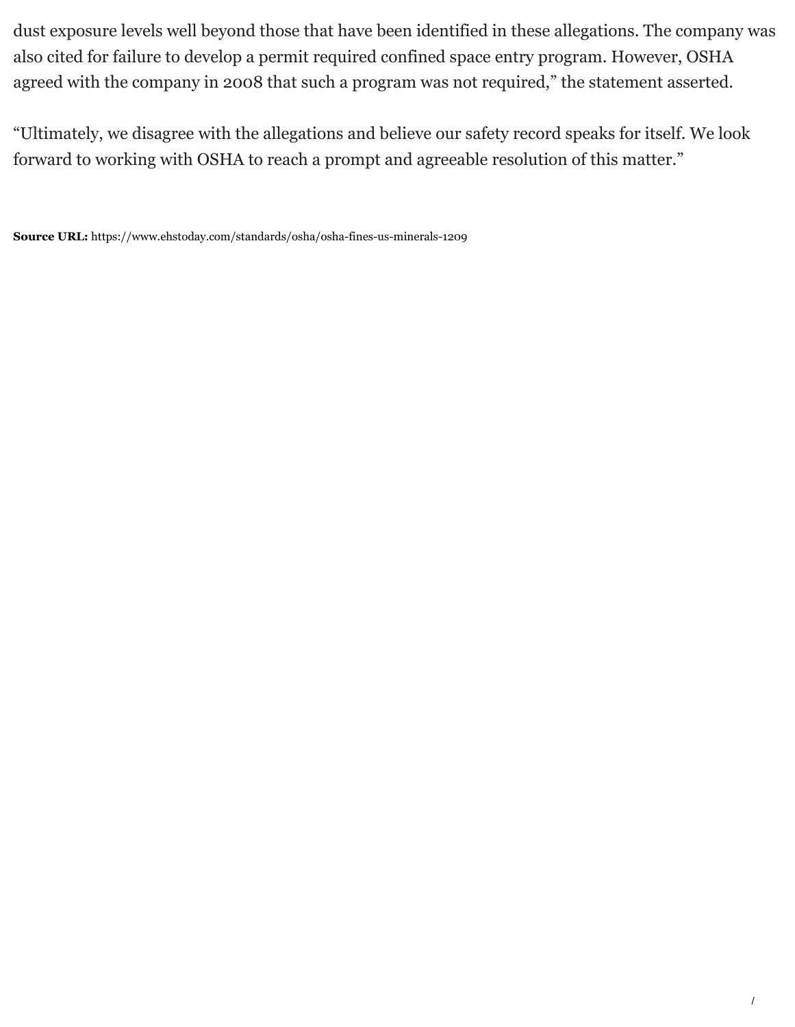dust exposure levels well beyond those that have been identified in these allegations. The company was also cited for failure to develop a permit required confined space entry program. However, OSHA agreed with the company in 2008 that such a program was not required," the statement asserted.

"Ultimately, we disagree with the allegations and believe our safety record speaks for itself. We look forward to working with OSHA to reach a prompt and agreeable resolution of this matter."

**Source URL:** https://www.ehstoday.com/standards/osha/osha-fines-us-minerals-1209